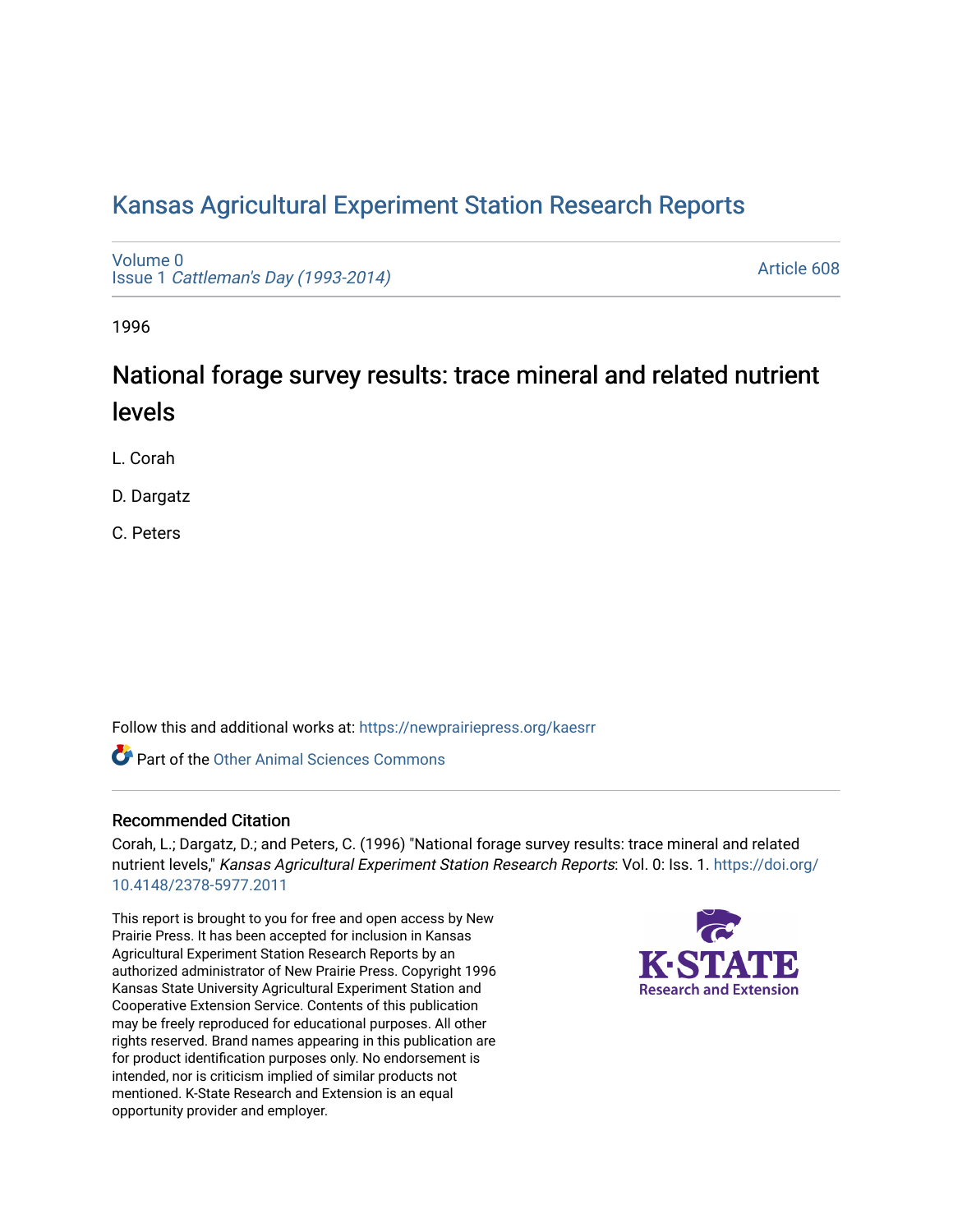# Kansas Agricultural Experiment Station Research Reports

Volume 0
Issue 1 *Cattleman's Day (1993-2014)*

Article 608

1996

## National forage survey results: trace mineral and related nutrient levels

L. Corah

D. Dargatz

C. Peters

Follow this and additional works at: https://newprairiepress.org/kaesrr

Part of the Other Animal Sciences Commons

### Recommended Citation

Corah, L.; Dargatz, D.; and Peters, C. (1996) "National forage survey results: trace mineral and related nutrient levels," *Kansas Agricultural Experiment Station Research Reports*: Vol. 0: Iss. 1. https://doi.org/10.4148/2378-5977.2011

This report is brought to you for free and open access by New Prairie Press. It has been accepted for inclusion in Kansas Agricultural Experiment Station Research Reports by an authorized administrator of New Prairie Press. Copyright 1996 Kansas State University Agricultural Experiment Station and Cooperative Extension Service. Contents of this publication may be freely reproduced for educational purposes. All other rights reserved. Brand names appearing in this publication are for product identification purposes only. No endorsement is intended, nor is criticism implied of similar products not mentioned. K-State Research and Extension is an equal opportunity provider and employer.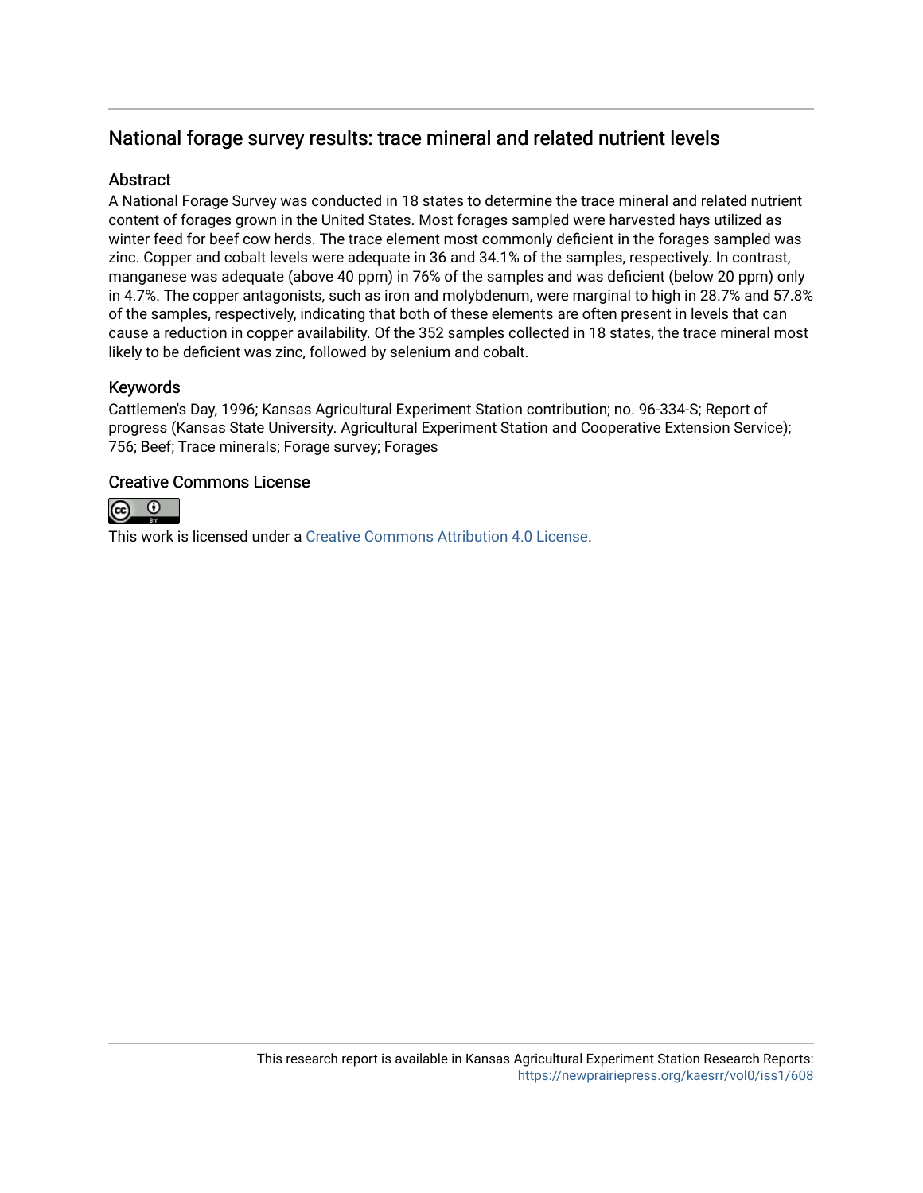## National forage survey results: trace mineral and related nutrient levels

### Abstract

A National Forage Survey was conducted in 18 states to determine the trace mineral and related nutrient content of forages grown in the United States. Most forages sampled were harvested hays utilized as winter feed for beef cow herds. The trace element most commonly deficient in the forages sampled was zinc. Copper and cobalt levels were adequate in 36 and 34.1% of the samples, respectively. In contrast, manganese was adequate (above 40 ppm) in 76% of the samples and was deficient (below 20 ppm) only in 4.7%. The copper antagonists, such as iron and molybdenum, were marginal to high in 28.7% and 57.8% of the samples, respectively, indicating that both of these elements are often present in levels that can cause a reduction in copper availability. Of the 352 samples collected in 18 states, the trace mineral most likely to be deficient was zinc, followed by selenium and cobalt.

### Keywords

Cattlemen's Day, 1996; Kansas Agricultural Experiment Station contribution; no. 96-334-S; Report of progress (Kansas State University. Agricultural Experiment Station and Cooperative Extension Service); 756; Beef; Trace minerals; Forage survey; Forages

### Creative Commons License

This work is licensed under a Creative Commons Attribution 4.0 License.

This research report is available in Kansas Agricultural Experiment Station Research Reports: https://newprairiepress.org/kaesrr/vol0/iss1/608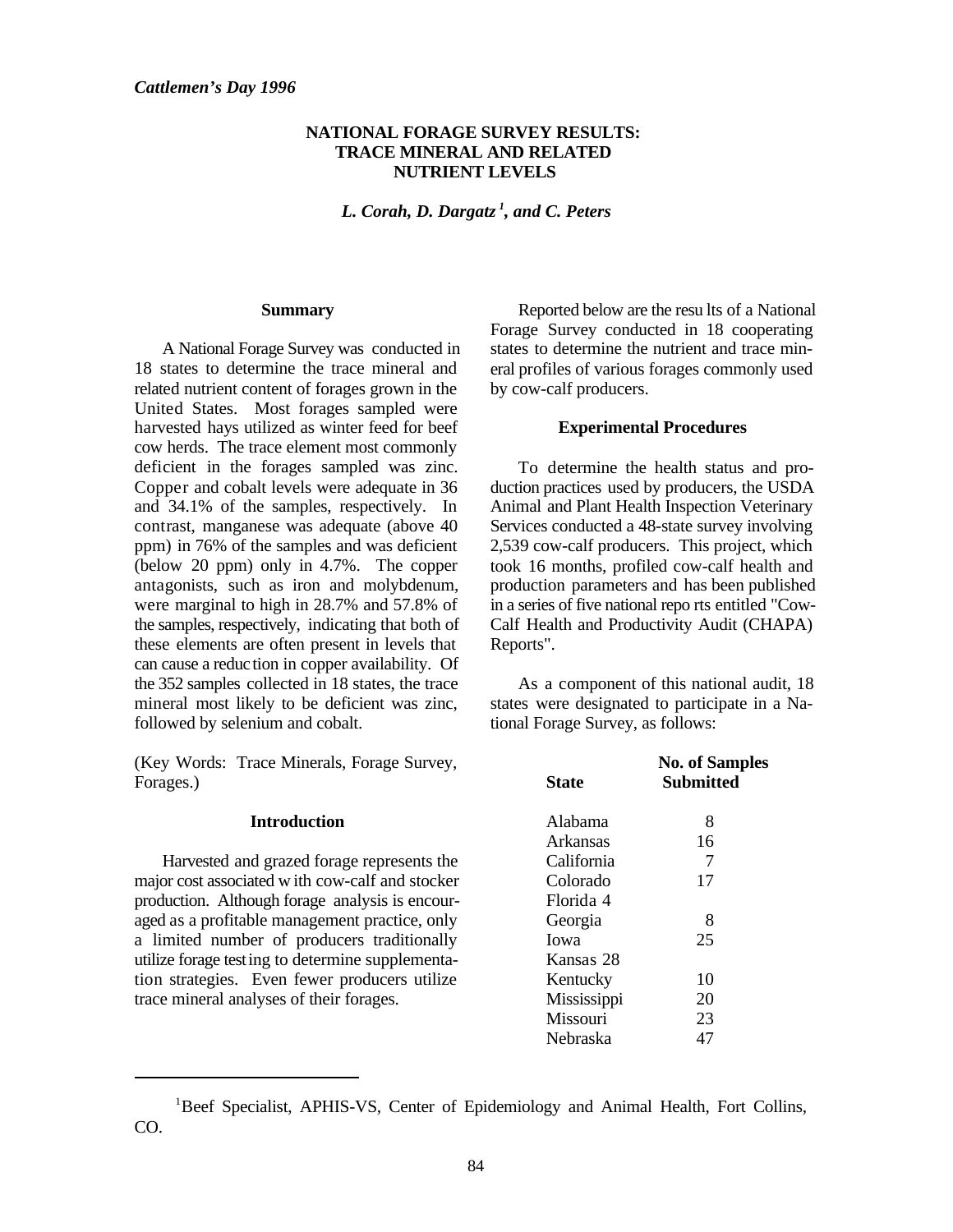*Cattlemen's Day 1996*

# NATIONAL FORAGE SURVEY RESULTS: TRACE MINERAL AND RELATED NUTRIENT LEVELS

***L. Corah, D. Dargatz[1], and C. Peters***

## Summary

A National Forage Survey was conducted in 18 states to determine the trace mineral and related nutrient content of forages grown in the United States. Most forages sampled were harvested hays utilized as winter feed for beef cow herds. The trace element most commonly deficient in the forages sampled was zinc. Copper and cobalt levels were adequate in 36 and 34.1% of the samples, respectively. In contrast, manganese was adequate (above 40 ppm) in 76% of the samples and was deficient (below 20 ppm) only in 4.7%. The copper antagonists, such as iron and molybdenum, were marginal to high in 28.7% and 57.8% of the samples, respectively, indicating that both of these elements are often present in levels that can cause a reduction in copper availability. Of the 352 samples collected in 18 states, the trace mineral most likely to be deficient was zinc, followed by selenium and cobalt.

(Key Words: Trace Minerals, Forage Survey, Forages.)

## Introduction

Harvested and grazed forage represents the major cost associated with cow-calf and stocker production. Although forage analysis is encouraged as a profitable management practice, only a limited number of producers traditionally utilize forage testing to determine supplementation strategies. Even fewer producers utilize trace mineral analyses of their forages.

Reported below are the results of a National Forage Survey conducted in 18 cooperating states to determine the nutrient and trace mineral profiles of various forages commonly used by cow-calf producers.

## Experimental Procedures

To determine the health status and production practices used by producers, the USDA Animal and Plant Health Inspection Veterinary Services conducted a 48-state survey involving 2,539 cow-calf producers. This project, which took 16 months, profiled cow-calf health and production parameters and has been published in a series of five national reports entitled "Cow-Calf Health and Productivity Audit (CHAPA) Reports".

As a component of this national audit, 18 states were designated to participate in a National Forage Survey, as follows:

| State | No. of Samples Submitted |
|---|---|
| Alabama | 8 |
| Arkansas | 16 |
| California | 7 |
| Colorado | 17 |
| Florida | 4 |
| Georgia | 8 |
| Iowa | 25 |
| Kansas | 28 |
| Kentucky | 10 |
| Mississippi | 20 |
| Missouri | 23 |
| Nebraska | 47 |

[1]Beef Specialist, APHIS-VS, Center of Epidemiology and Animal Health, Fort Collins, CO.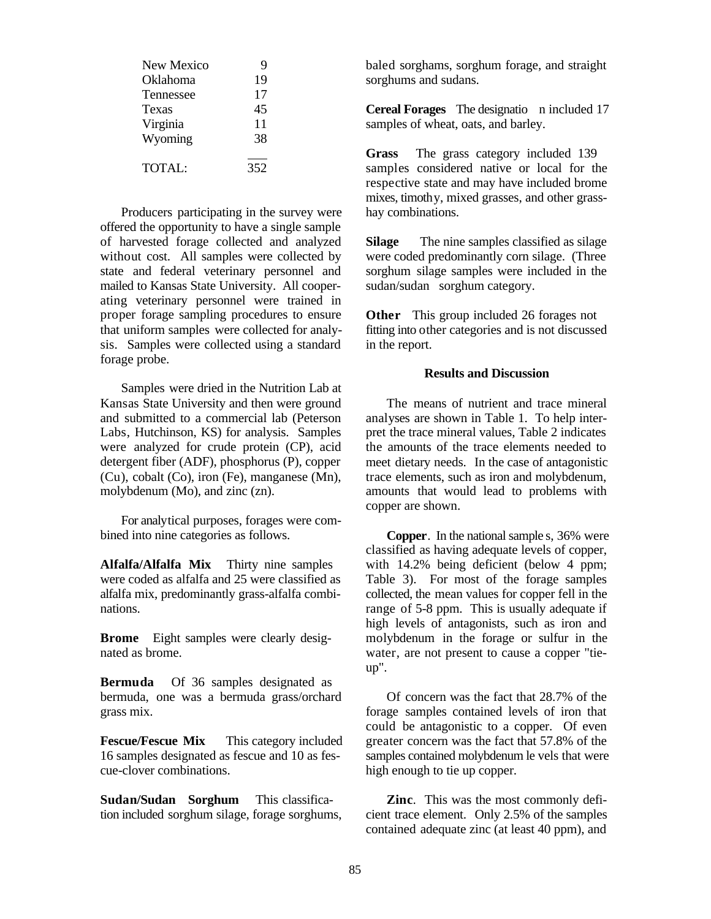| | |
|---|---|
| New Mexico | 9 |
| Oklahoma | 19 |
| Tennessee | 17 |
| Texas | 45 |
| Virginia | 11 |
| Wyoming | 38 |
| TOTAL: | 352 |

Producers participating in the survey were offered the opportunity to have a single sample of harvested forage collected and analyzed without cost. All samples were collected by state and federal veterinary personnel and mailed to Kansas State University. All cooperating veterinary personnel were trained in proper forage sampling procedures to ensure that uniform samples were collected for analysis. Samples were collected using a standard forage probe.

Samples were dried in the Nutrition Lab at Kansas State University and then were ground and submitted to a commercial lab (Peterson Labs, Hutchinson, KS) for analysis. Samples were analyzed for crude protein (CP), acid detergent fiber (ADF), phosphorus (P), copper (Cu), cobalt (Co), iron (Fe), manganese (Mn), molybdenum (Mo), and zinc (zn).

For analytical purposes, forages were combined into nine categories as follows.

**Alfalfa/Alfalfa Mix** Thirty nine samples were coded as alfalfa and 25 were classified as alfalfa mix, predominantly grass-alfalfa combinations.

**Brome** Eight samples were clearly designated as brome.

**Bermuda** Of 36 samples designated as bermuda, one was a bermuda grass/orchard grass mix.

**Fescue/Fescue Mix** This category included 16 samples designated as fescue and 10 as fescue-clover combinations.

**Sudan/Sudan Sorghum** This classification included sorghum silage, forage sorghums, baled sorghams, sorghum forage, and straight sorghums and sudans.

**Cereal Forages** The designatio n included 17 samples of wheat, oats, and barley.

**Grass** The grass category included 139 samples considered native or local for the respective state and may have included brome mixes, timothy, mixed grasses, and other grass-hay combinations.

**Silage** The nine samples classified as silage were coded predominantly corn silage. (Three sorghum silage samples were included in the sudan/sudan sorghum category.

**Other** This group included 26 forages not fitting into other categories and is not discussed in the report.

### Results and Discussion

The means of nutrient and trace mineral analyses are shown in Table 1. To help interpret the trace mineral values, Table 2 indicates the amounts of the trace elements needed to meet dietary needs. In the case of antagonistic trace elements, such as iron and molybdenum, amounts that would lead to problems with copper are shown.

**Copper**. In the national sample s, 36% were classified as having adequate levels of copper, with 14.2% being deficient (below 4 ppm; Table 3). For most of the forage samples collected, the mean values for copper fell in the range of 5-8 ppm. This is usually adequate if high levels of antagonists, such as iron and molybdenum in the forage or sulfur in the water, are not present to cause a copper "tie-up".

Of concern was the fact that 28.7% of the forage samples contained levels of iron that could be antagonistic to a copper. Of even greater concern was the fact that 57.8% of the samples contained molybdenum le vels that were high enough to tie up copper.

**Zinc**. This was the most commonly deficient trace element. Only 2.5% of the samples contained adequate zinc (at least 40 ppm), and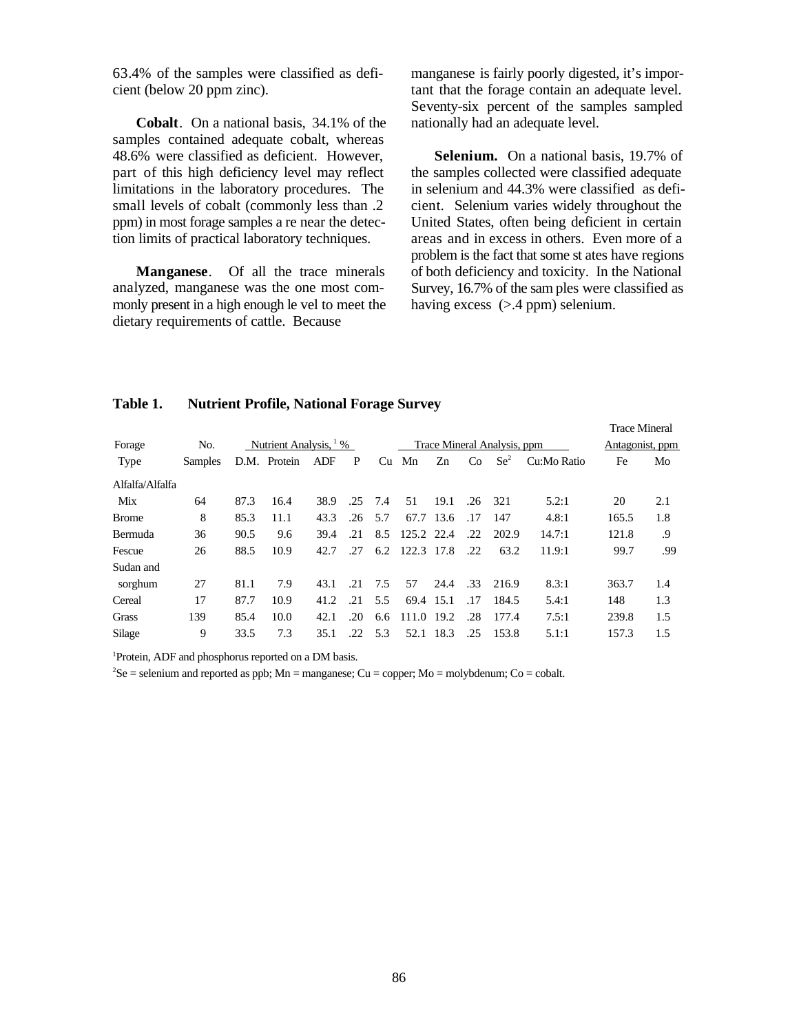63.4% of the samples were classified as deficient (below 20 ppm zinc).

**Cobalt**. On a national basis, 34.1% of the samples contained adequate cobalt, whereas 48.6% were classified as deficient. However, part of this high deficiency level may reflect limitations in the laboratory procedures. The small levels of cobalt (commonly less than .2 ppm) in most forage samples are near the detection limits of practical laboratory techniques.

**Manganese**. Of all the trace minerals analyzed, manganese was the one most commonly present in a high enough level to meet the dietary requirements of cattle. Because manganese is fairly poorly digested, it's important that the forage contain an adequate level. Seventy-six percent of the samples sampled nationally had an adequate level.

**Selenium.** On a national basis, 19.7% of the samples collected were classified adequate in selenium and 44.3% were classified as deficient. Selenium varies widely throughout the United States, often being deficient in certain areas and in excess in others. Even more of a problem is the fact that some states have regions of both deficiency and toxicity. In the National Survey, 16.7% of the samples were classified as having excess (>.4 ppm) selenium.

**Table 1. Nutrient Profile, National Forage Survey**

| Forage Type | No. Samples | Nutrient Analysis,[1] % | | | | Trace Mineral Analysis, ppm | | | | | | Trace Mineral Antagonist, ppm | |
|---|---|---|---|---|---|---|---|---|---|---|---|---|---|
| | | D.M. | Protein | ADF | P | Cu | Mn | Zn | Co | Se[2] | Cu:Mo Ratio | Fe | Mo |
| Alfalfa/Alfalfa Mix | 64 | 87.3 | 16.4 | 38.9 | .25 | 7.4 | 51 | 19.1 | .26 | 321 | 5.2:1 | 20 | 2.1 |
| Brome | 8 | 85.3 | 11.1 | 43.3 | .26 | 5.7 | 67.7 | 13.6 | .17 | 147 | 4.8:1 | 165.5 | 1.8 |
| Bermuda | 36 | 90.5 | 9.6 | 39.4 | .21 | 8.5 | 125.2 | 22.4 | .22 | 202.9 | 14.7:1 | 121.8 | .9 |
| Fescue | 26 | 88.5 | 10.9 | 42.7 | .27 | 6.2 | 122.3 | 17.8 | .22 | 63.2 | 11.9:1 | 99.7 | .99 |
| Sudan and sorghum | 27 | 81.1 | 7.9 | 43.1 | .21 | 7.5 | 57 | 24.4 | .33 | 216.9 | 8.3:1 | 363.7 | 1.4 |
| Cereal | 17 | 87.7 | 10.9 | 41.2 | .21 | 5.5 | 69.4 | 15.1 | .17 | 184.5 | 5.4:1 | 148 | 1.3 |
| Grass | 139 | 85.4 | 10.0 | 42.1 | .20 | 6.6 | 111.0 | 19.2 | .28 | 177.4 | 7.5:1 | 239.8 | 1.5 |
| Silage | 9 | 33.5 | 7.3 | 35.1 | .22 | 5.3 | 52.1 | 18.3 | .25 | 153.8 | 5.1:1 | 157.3 | 1.5 |

[1]Protein, ADF and phosphorus reported on a DM basis.

[2]Se = selenium and reported as ppb; Mn = manganese; Cu = copper; Mo = molybdenum; Co = cobalt.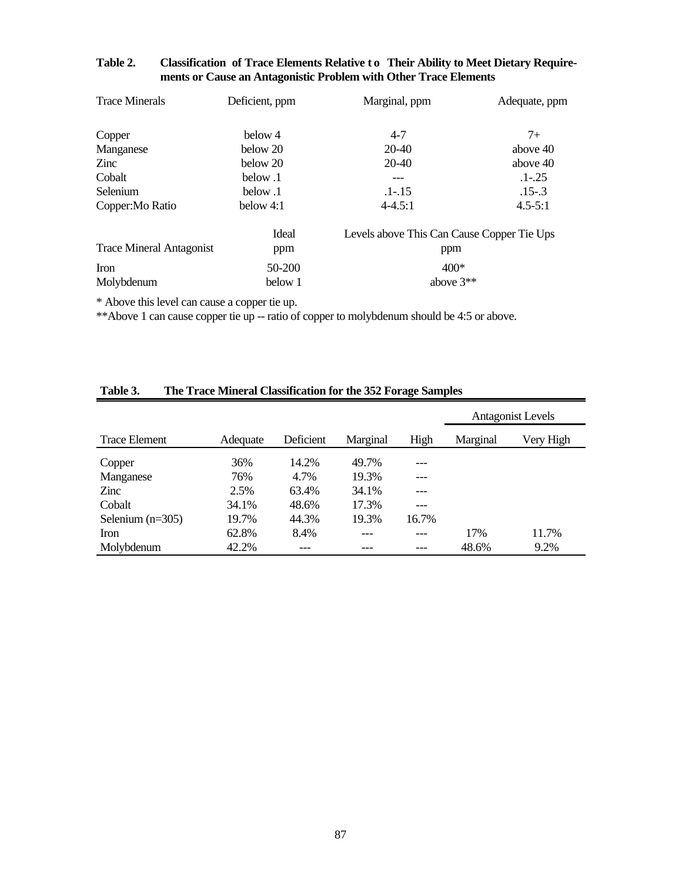**Table 2. Classification of Trace Elements Relative to Their Ability to Meet Dietary Requirements or Cause an Antagonistic Problem with Other Trace Elements**

| Trace Minerals | Deficient, ppm | Marginal, ppm | Adequate, ppm |
|---|---|---|---|
| Copper | below 4 | 4-7 | 7+ |
| Manganese | below 20 | 20-40 | above 40 |
| Zinc | below 20 | 20-40 | above 40 |
| Cobalt | below .1 | --- | .1-.25 |
| Selenium | below .1 | .1-.15 | .15-.3 |
| Copper:Mo Ratio | below 4:1 | 4-4.5:1 | 4.5-5:1 |

| Trace Mineral Antagonist | Ideal ppm | Levels above This Can Cause Copper Tie Ups ppm |
|---|---|---|
| Iron | 50-200 | 400* |
| Molybdenum | below 1 | above 3** |

* Above this level can cause a copper tie up.

**Above 1 can cause copper tie up -- ratio of copper to molybdenum should be 4:5 or above.

**Table 3. The Trace Mineral Classification for the 352 Forage Samples**

| | | | | | Antagonist Levels | |
|---|---|---|---|---|---|---|
| Trace Element | Adequate | Deficient | Marginal | High | Marginal | Very High |
| Copper | 36% | 14.2% | 49.7% | --- | | |
| Manganese | 76% | 4.7% | 19.3% | --- | | |
| Zinc | 2.5% | 63.4% | 34.1% | --- | | |
| Cobalt | 34.1% | 48.6% | 17.3% | --- | | |
| Selenium (n=305) | 19.7% | 44.3% | 19.3% | 16.7% | | |
| Iron | 62.8% | 8.4% | --- | --- | 17% | 11.7% |
| Molybdenum | 42.2% | --- | --- | --- | 48.6% | 9.2% |